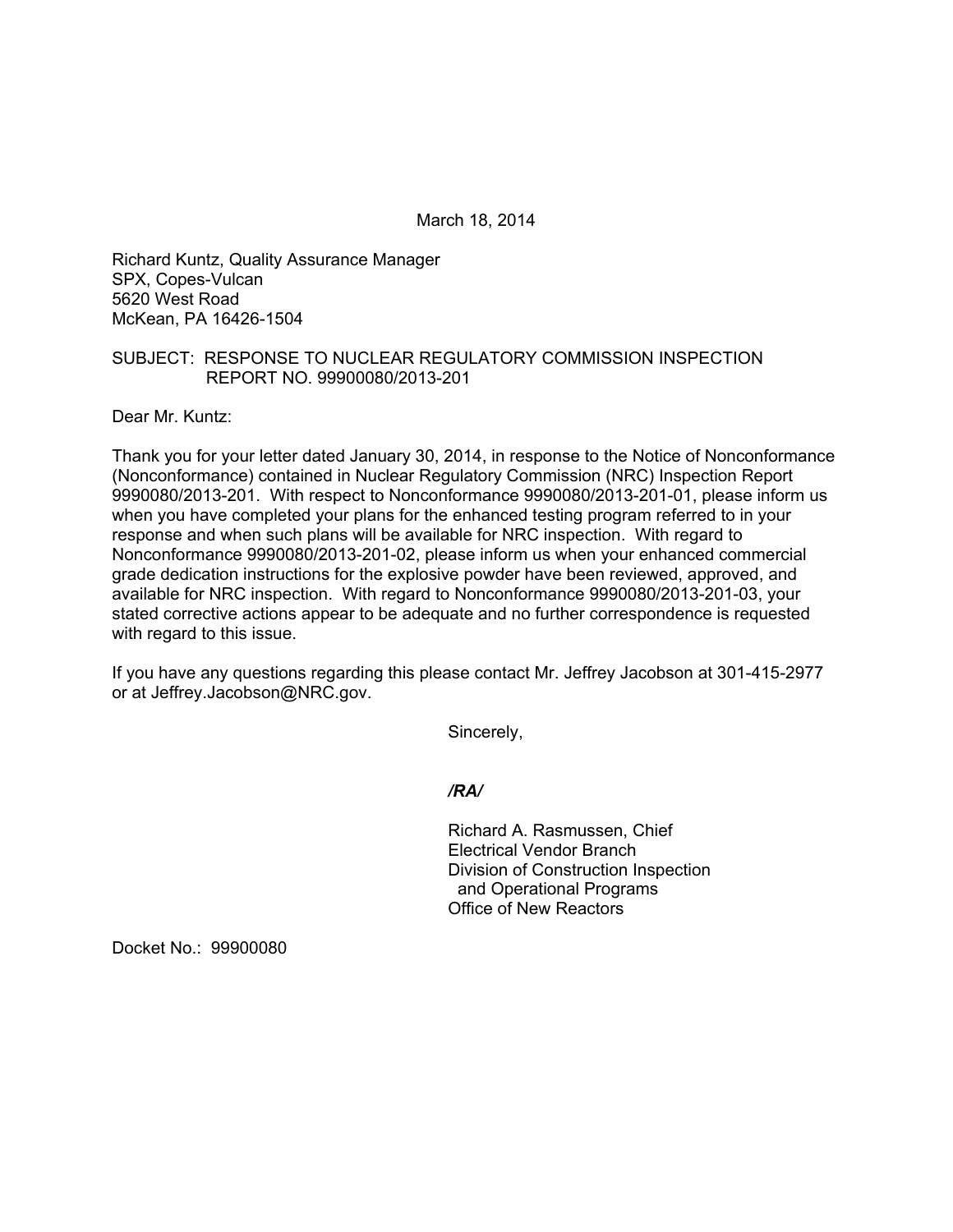March 18, 2014

Richard Kuntz, Quality Assurance Manager
SPX, Copes-Vulcan
5620 West Road
McKean, PA 16426-1504

SUBJECT: RESPONSE TO NUCLEAR REGULATORY COMMISSION INSPECTION REPORT NO. 99900080/2013-201

Dear Mr. Kuntz:

Thank you for your letter dated January 30, 2014, in response to the Notice of Nonconformance (Nonconformance) contained in Nuclear Regulatory Commission (NRC) Inspection Report 9990080/2013-201. With respect to Nonconformance 9990080/2013-201-01, please inform us when you have completed your plans for the enhanced testing program referred to in your response and when such plans will be available for NRC inspection. With regard to Nonconformance 9990080/2013-201-02, please inform us when your enhanced commercial grade dedication instructions for the explosive powder have been reviewed, approved, and available for NRC inspection. With regard to Nonconformance 9990080/2013-201-03, your stated corrective actions appear to be adequate and no further correspondence is requested with regard to this issue.

If you have any questions regarding this please contact Mr. Jeffrey Jacobson at 301-415-2977 or at Jeffrey.Jacobson@NRC.gov.

Sincerely,

*/RA/*

Richard A. Rasmussen, Chief
Electrical Vendor Branch
Division of Construction Inspection
and Operational Programs
Office of New Reactors

Docket No.: 99900080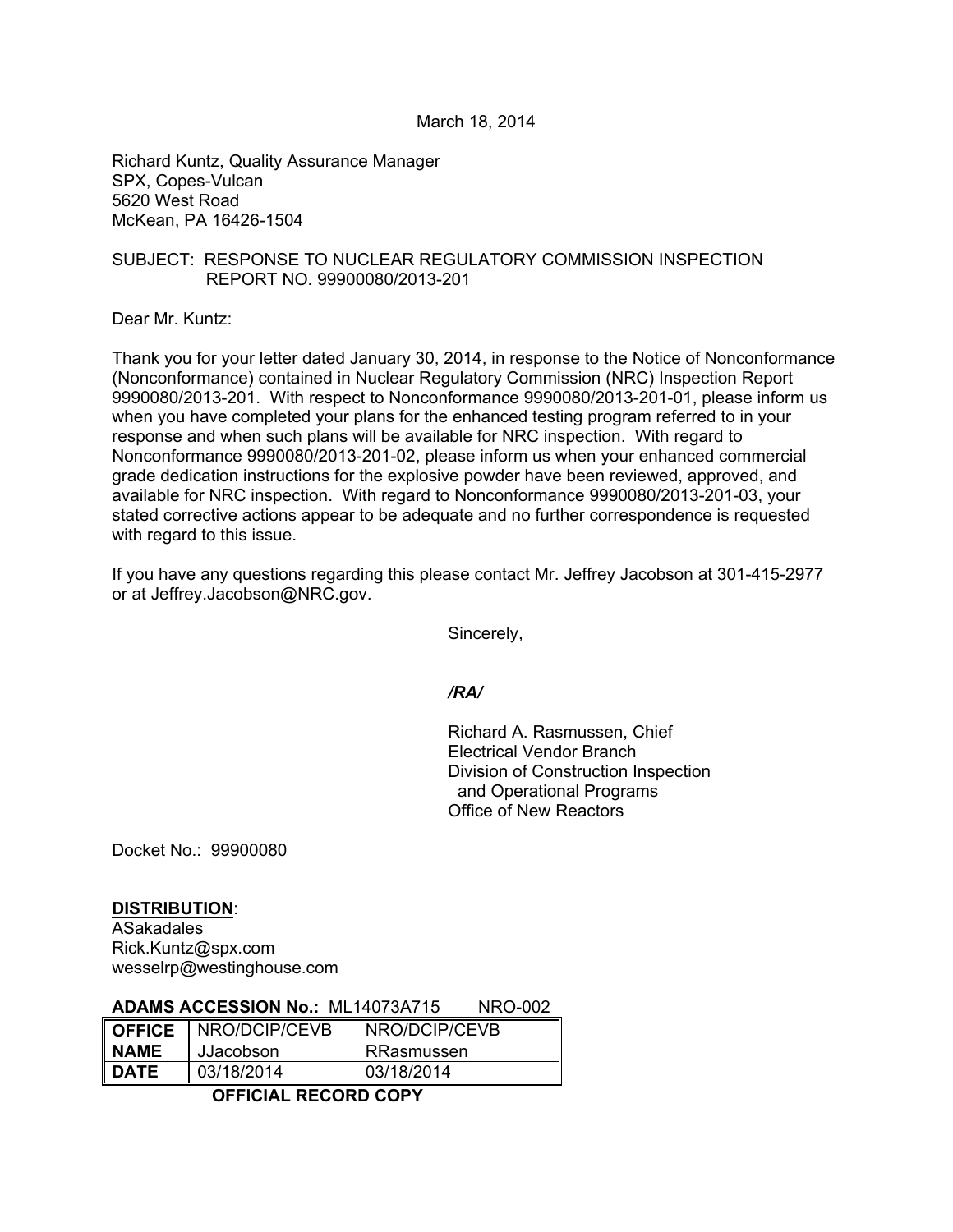March 18, 2014

Richard Kuntz, Quality Assurance Manager
SPX, Copes-Vulcan
5620 West Road
McKean, PA 16426-1504

SUBJECT: RESPONSE TO NUCLEAR REGULATORY COMMISSION INSPECTION REPORT NO. 99900080/2013-201

Dear Mr. Kuntz:

Thank you for your letter dated January 30, 2014, in response to the Notice of Nonconformance (Nonconformance) contained in Nuclear Regulatory Commission (NRC) Inspection Report 9990080/2013-201. With respect to Nonconformance 9990080/2013-201-01, please inform us when you have completed your plans for the enhanced testing program referred to in your response and when such plans will be available for NRC inspection. With regard to Nonconformance 9990080/2013-201-02, please inform us when your enhanced commercial grade dedication instructions for the explosive powder have been reviewed, approved, and available for NRC inspection. With regard to Nonconformance 9990080/2013-201-03, your stated corrective actions appear to be adequate and no further correspondence is requested with regard to this issue.

If you have any questions regarding this please contact Mr. Jeffrey Jacobson at 301-415-2977 or at Jeffrey.Jacobson@NRC.gov.

Sincerely,

*/RA/*

Richard A. Rasmussen, Chief
Electrical Vendor Branch
Division of Construction Inspection
and Operational Programs
Office of New Reactors

Docket No.: 99900080

**DISTRIBUTION**:
ASakadales
Rick.Kuntz@spx.com
wesselrp@westinghouse.com

**ADAMS ACCESSION No.:** ML14073A715 NRO-002

| **OFFICE** | NRO/DCIP/CEVB | NRO/DCIP/CEVB |
|---|---|---|
| **NAME** | JJacobson | RRasmussen |
| **DATE** | 03/18/2014 | 03/18/2014 |

**OFFICIAL RECORD COPY**